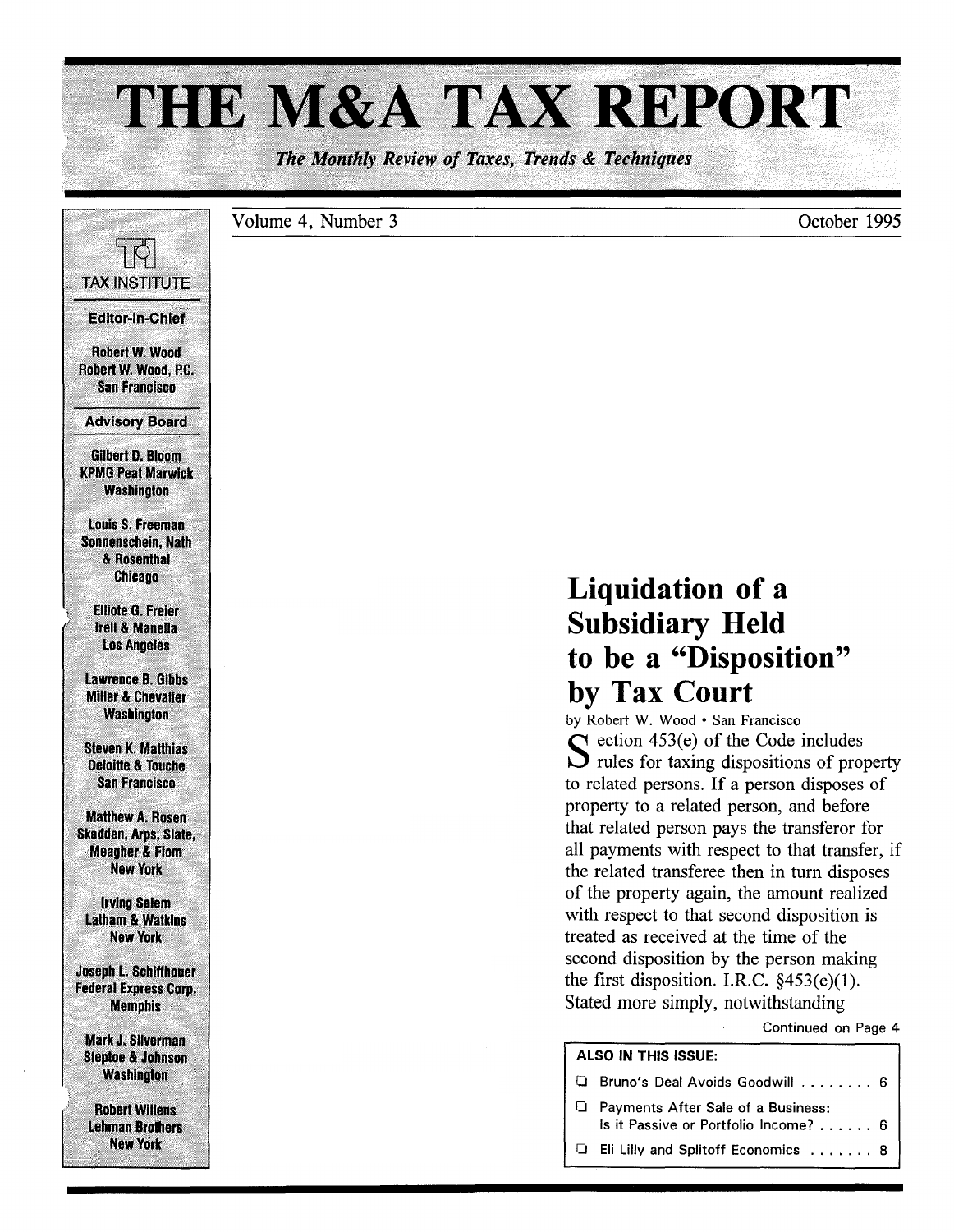# THE M&A TAX REPORT

*The Monthly Review of Taxes, Trends & Techniques*

Volume 4, Number 3 — October 1995

TAX INSTITUTE

**Editor-in-Chief**

Robert W. Wood
Robert W. Wood, P.C.
San Francisco

**Advisory Board**

Gilbert D. Bloom
KPMG Peat Marwick
Washington

Louis S. Freeman
Sonnenschein, Nath & Rosenthal
Chicago

Elliote G. Freier
Irell & Manella
Los Angeles

Lawrence B. Gibbs
Miller & Chevalier
Washington

Steven K. Matthias
Deloitte & Touche
San Francisco

Matthew A. Rosen
Skadden, Arps, Slate, Meagher & Flom
New York

Irving Salem
Latham & Watkins
New York

Joseph L. Schiffhouer
Federal Express Corp.
Memphis

Mark J. Silverman
Steptoe & Johnson
Washington

Robert Willens
Lehman Brothers
New York

## Liquidation of a Subsidiary Held to be a "Disposition" by Tax Court

by Robert W. Wood • San Francisco

Section 453(e) of the Code includes rules for taxing dispositions of property to related persons. If a person disposes of property to a related person, and before that related person pays the transferor for all payments with respect to that transfer, if the related transferee then in turn disposes of the property again, the amount realized with respect to that second disposition is treated as received at the time of the second disposition by the person making the first disposition. I.R.C. §453(e)(1). Stated more simply, notwithstanding

Continued on Page 4

**ALSO IN THIS ISSUE:**

- Bruno's Deal Avoids Goodwill ........ 6
- Payments After Sale of a Business: Is it Passive or Portfolio Income? ...... 6
- Eli Lilly and Splitoff Economics ....... 8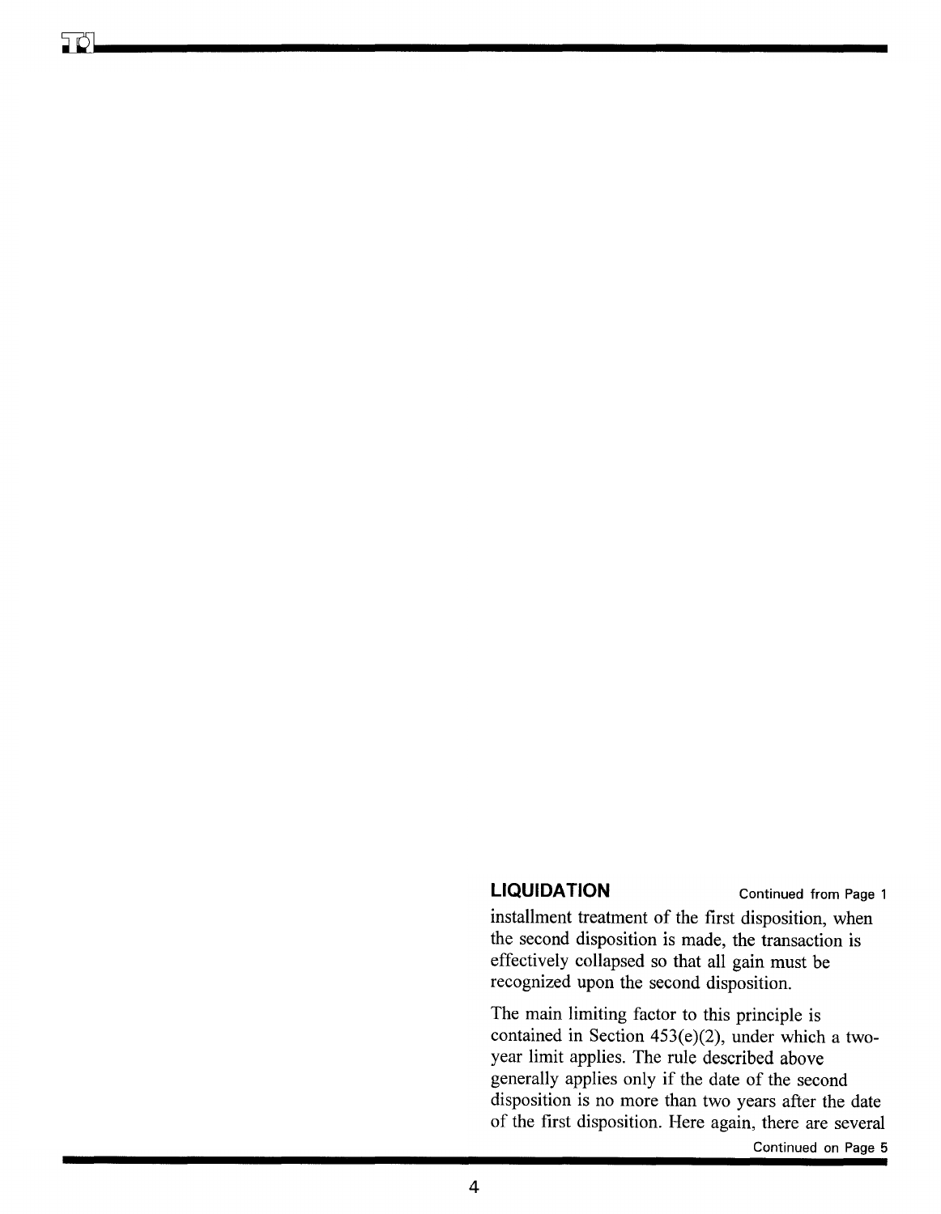## LIQUIDATION

Continued from Page 1

installment treatment of the first disposition, when the second disposition is made, the transaction is effectively collapsed so that all gain must be recognized upon the second disposition.

The main limiting factor to this principle is contained in Section 453(e)(2), under which a two-year limit applies. The rule described above generally applies only if the date of the second disposition is no more than two years after the date of the first disposition. Here again, there are several

Continued on Page 5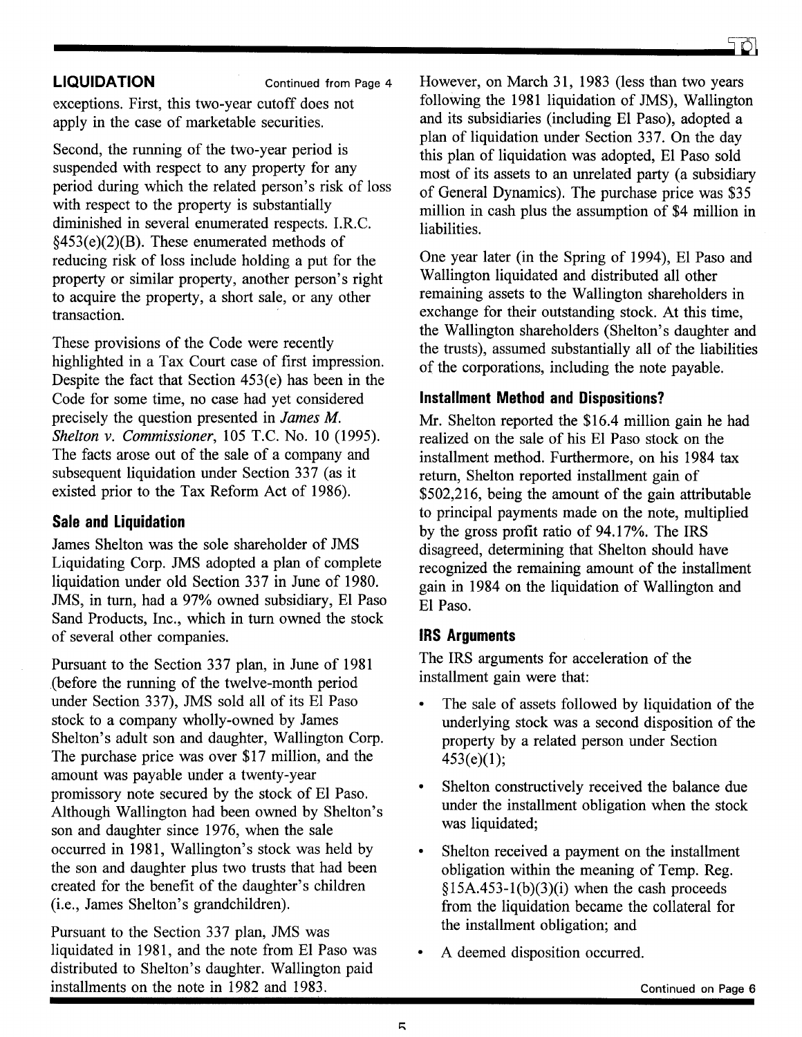**LIQUIDATION** Continued from Page 4

exceptions. First, this two-year cutoff does not apply in the case of marketable securities.

Second, the running of the two-year period is suspended with respect to any property for any period during which the related person's risk of loss with respect to the property is substantially diminished in several enumerated respects. I.R.C. §453(e)(2)(B). These enumerated methods of reducing risk of loss include holding a put for the property or similar property, another person's right to acquire the property, a short sale, or any other transaction.

These provisions of the Code were recently highlighted in a Tax Court case of first impression. Despite the fact that Section 453(e) has been in the Code for some time, no case had yet considered precisely the question presented in *James M. Shelton v. Commissioner*, 105 T.C. No. 10 (1995). The facts arose out of the sale of a company and subsequent liquidation under Section 337 (as it existed prior to the Tax Reform Act of 1986).

### Sale and Liquidation

James Shelton was the sole shareholder of JMS Liquidating Corp. JMS adopted a plan of complete liquidation under old Section 337 in June of 1980. JMS, in turn, had a 97% owned subsidiary, El Paso Sand Products, Inc., which in turn owned the stock of several other companies.

Pursuant to the Section 337 plan, in June of 1981 (before the running of the twelve-month period under Section 337), JMS sold all of its El Paso stock to a company wholly-owned by James Shelton's adult son and daughter, Wallington Corp. The purchase price was over $17 million, and the amount was payable under a twenty-year promissory note secured by the stock of El Paso. Although Wallington had been owned by Shelton's son and daughter since 1976, when the sale occurred in 1981, Wallington's stock was held by the son and daughter plus two trusts that had been created for the benefit of the daughter's children (i.e., James Shelton's grandchildren).

Pursuant to the Section 337 plan, JMS was liquidated in 1981, and the note from El Paso was distributed to Shelton's daughter. Wallington paid installments on the note in 1982 and 1983.

However, on March 31, 1983 (less than two years following the 1981 liquidation of JMS), Wallington and its subsidiaries (including El Paso), adopted a plan of liquidation under Section 337. On the day this plan of liquidation was adopted, El Paso sold most of its assets to an unrelated party (a subsidiary of General Dynamics). The purchase price was $35 million in cash plus the assumption of $4 million in liabilities.

One year later (in the Spring of 1994), El Paso and Wallington liquidated and distributed all other remaining assets to the Wallington shareholders in exchange for their outstanding stock. At this time, the Wallington shareholders (Shelton's daughter and the trusts), assumed substantially all of the liabilities of the corporations, including the note payable.

### Installment Method and Dispositions?

Mr. Shelton reported the $16.4 million gain he had realized on the sale of his El Paso stock on the installment method. Furthermore, on his 1984 tax return, Shelton reported installment gain of $502,216, being the amount of the gain attributable to principal payments made on the note, multiplied by the gross profit ratio of 94.17%. The IRS disagreed, determining that Shelton should have recognized the remaining amount of the installment gain in 1984 on the liquidation of Wallington and El Paso.

### IRS Arguments

The IRS arguments for acceleration of the installment gain were that:

- The sale of assets followed by liquidation of the underlying stock was a second disposition of the property by a related person under Section 453(e)(1);
- Shelton constructively received the balance due under the installment obligation when the stock was liquidated;
- Shelton received a payment on the installment obligation within the meaning of Temp. Reg. §15A.453-1(b)(3)(i) when the cash proceeds from the liquidation became the collateral for the installment obligation; and
- A deemed disposition occurred.

Continued on Page 6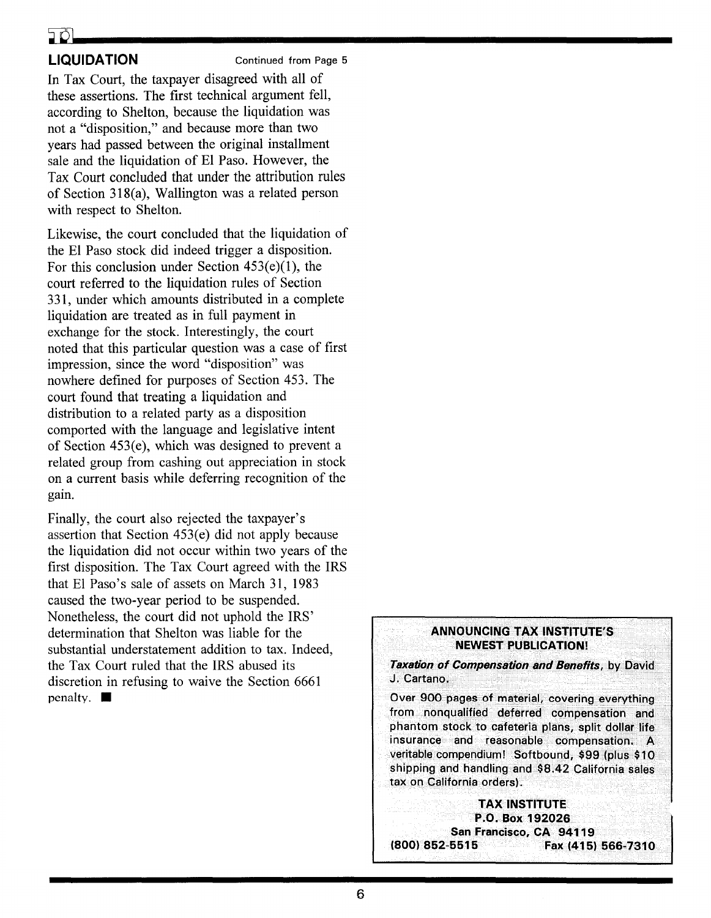## LIQUIDATION

Continued from Page 5

In Tax Court, the taxpayer disagreed with all of these assertions. The first technical argument fell, according to Shelton, because the liquidation was not a "disposition," and because more than two years had passed between the original installment sale and the liquidation of El Paso. However, the Tax Court concluded that under the attribution rules of Section 318(a), Wallington was a related person with respect to Shelton.

Likewise, the court concluded that the liquidation of the El Paso stock did indeed trigger a disposition. For this conclusion under Section 453(e)(1), the court referred to the liquidation rules of Section 331, under which amounts distributed in a complete liquidation are treated as in full payment in exchange for the stock. Interestingly, the court noted that this particular question was a case of first impression, since the word "disposition" was nowhere defined for purposes of Section 453. The court found that treating a liquidation and distribution to a related party as a disposition comported with the language and legislative intent of Section 453(e), which was designed to prevent a related group from cashing out appreciation in stock on a current basis while deferring recognition of the gain.

Finally, the court also rejected the taxpayer's assertion that Section 453(e) did not apply because the liquidation did not occur within two years of the first disposition. The Tax Court agreed with the IRS that El Paso's sale of assets on March 31, 1983 caused the two-year period to be suspended. Nonetheless, the court did not uphold the IRS' determination that Shelton was liable for the substantial understatement addition to tax. Indeed, the Tax Court ruled that the IRS abused its discretion in refusing to waive the Section 6661 penalty. ■

**ANNOUNCING TAX INSTITUTE'S NEWEST PUBLICATION!**

***Taxation of Compensation and Benefits***, by David J. Cartano.

Over 900 pages of material, covering everything from nonqualified deferred compensation and phantom stock to cafeteria plans, split dollar life insurance and reasonable compensation. A veritable compendium! Softbound, $99 (plus $10 shipping and handling and $8.42 California sales tax on California orders).

**TAX INSTITUTE**
**P.O. Box 192026**
**San Francisco, CA 94119**
**(800) 852-5515 Fax (415) 566-7310**